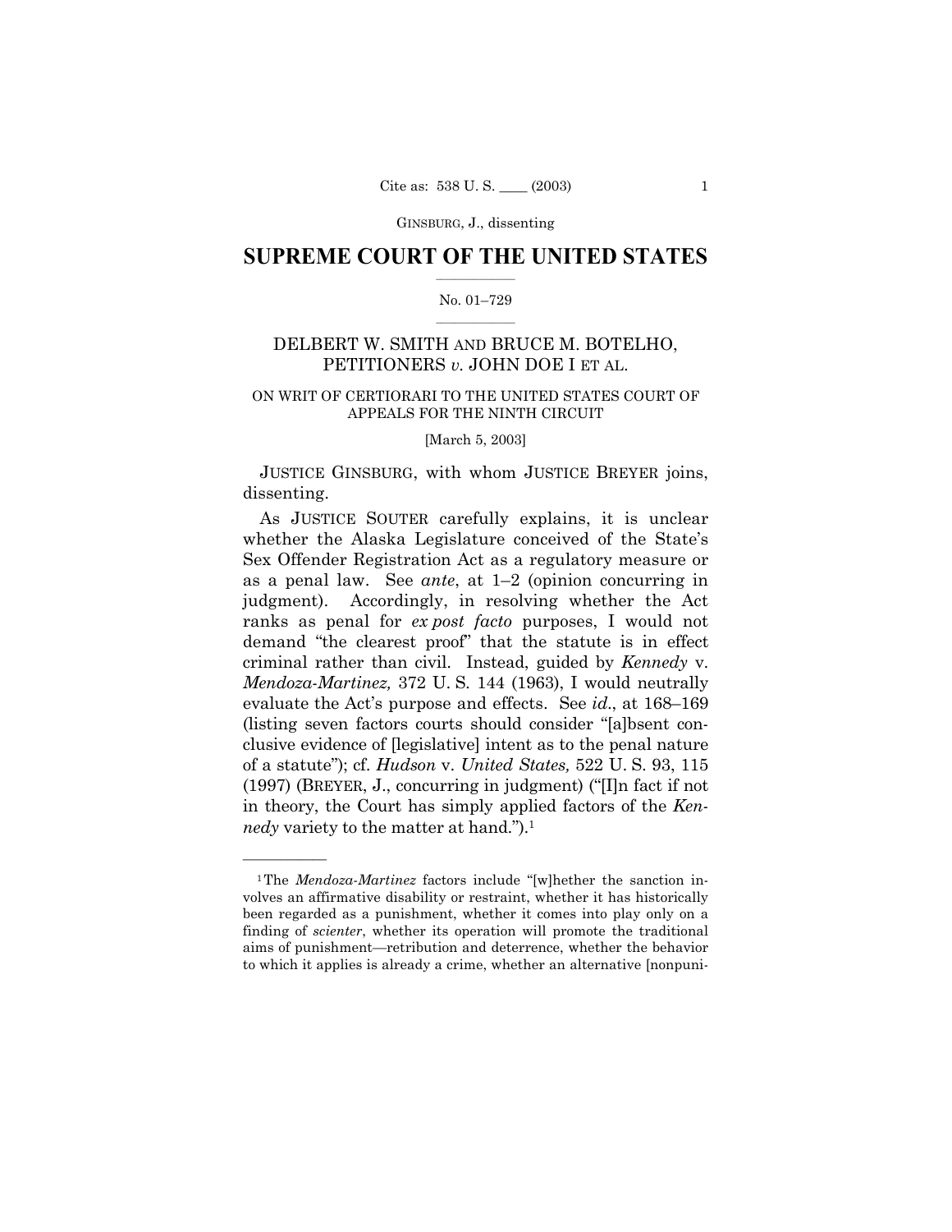GINSBURG, J., dissenting

# SUPREME COURT OF THE UNITED STATES

No. 01–729

## DELBERT W. SMITH AND BRUCE M. BOTELHO, PETITIONERS *v.* JOHN DOE I ET AL.

ON WRIT OF CERTIORARI TO THE UNITED STATES COURT OF APPEALS FOR THE NINTH CIRCUIT

[March 5, 2003]

JUSTICE GINSBURG, with whom JUSTICE BREYER joins, dissenting.

As JUSTICE SOUTER carefully explains, it is unclear whether the Alaska Legislature conceived of the State's Sex Offender Registration Act as a regulatory measure or as a penal law. See *ante*, at 1–2 (opinion concurring in judgment). Accordingly, in resolving whether the Act ranks as penal for *ex post facto* purposes, I would not demand "the clearest proof" that the statute is in effect criminal rather than civil. Instead, guided by *Kennedy* v. *Mendoza-Martinez,* 372 U. S. 144 (1963), I would neutrally evaluate the Act's purpose and effects. See *id*., at 168–169 (listing seven factors courts should consider "[a]bsent conclusive evidence of [legislative] intent as to the penal nature of a statute"); cf. *Hudson* v. *United States,* 522 U. S. 93, 115 (1997) (BREYER, J., concurring in judgment) ("[I]n fact if not in theory, the Court has simply applied factors of the *Kennedy* variety to the matter at hand.").[1]

---

[1] The *Mendoza-Martinez* factors include "[w]hether the sanction involves an affirmative disability or restraint, whether it has historically been regarded as a punishment, whether it comes into play only on a finding of *scienter*, whether its operation will promote the traditional aims of punishment—retribution and deterrence, whether the behavior to which it applies is already a crime, whether an alternative [nonpuni-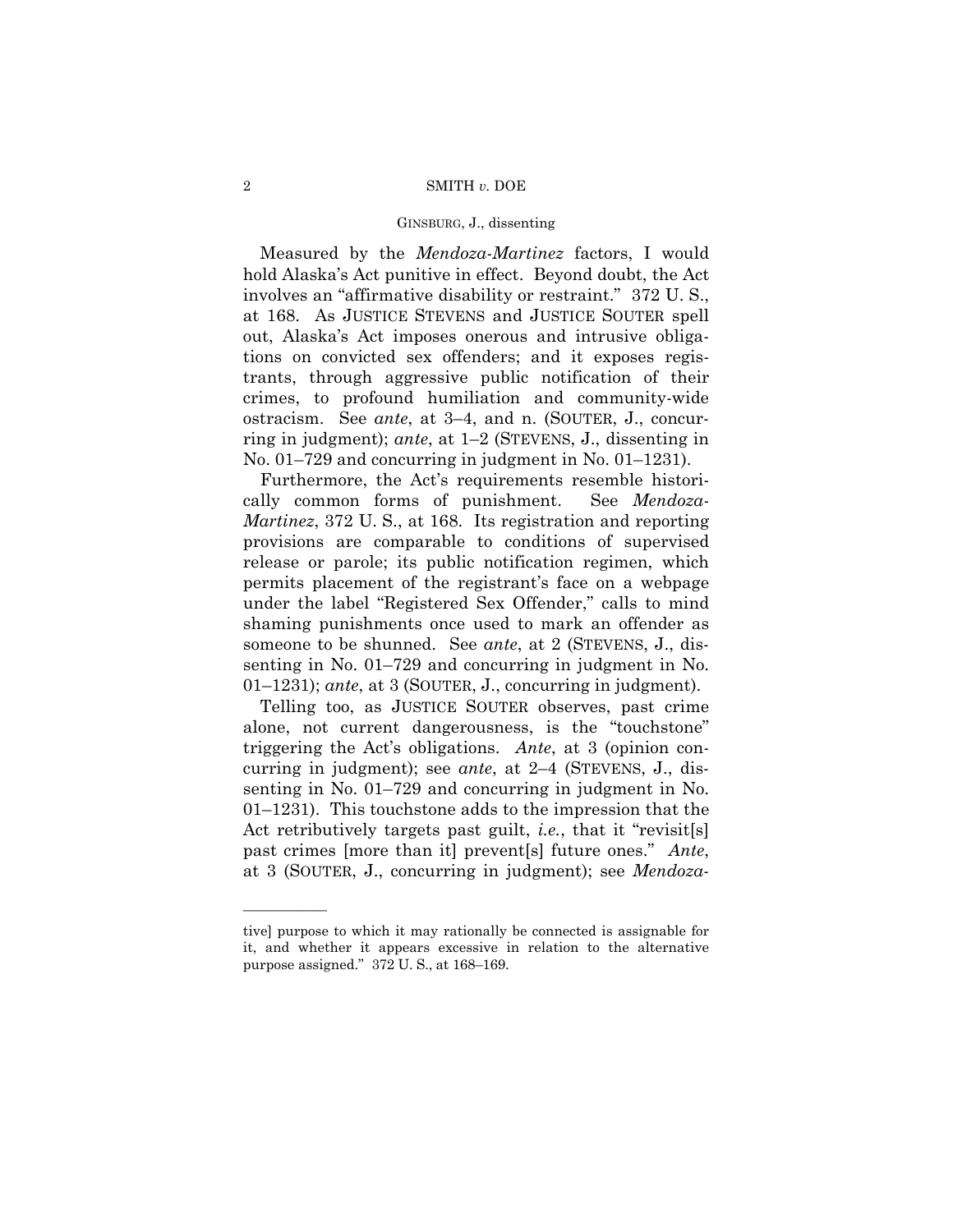Measured by the *Mendoza-Martinez* factors, I would hold Alaska's Act punitive in effect. Beyond doubt, the Act involves an "affirmative disability or restraint." 372 U. S., at 168. As JUSTICE STEVENS and JUSTICE SOUTER spell out, Alaska's Act imposes onerous and intrusive obligations on convicted sex offenders; and it exposes registrants, through aggressive public notification of their crimes, to profound humiliation and community-wide ostracism. See *ante*, at 3–4, and n. (SOUTER, J., concurring in judgment); *ante*, at 1–2 (STEVENS, J., dissenting in No. 01–729 and concurring in judgment in No. 01–1231).

Furthermore, the Act's requirements resemble historically common forms of punishment. See *Mendoza-Martinez*, 372 U. S., at 168. Its registration and reporting provisions are comparable to conditions of supervised release or parole; its public notification regimen, which permits placement of the registrant's face on a webpage under the label "Registered Sex Offender," calls to mind shaming punishments once used to mark an offender as someone to be shunned. See *ante*, at 2 (STEVENS, J., dissenting in No. 01–729 and concurring in judgment in No. 01–1231); *ante*, at 3 (SOUTER, J., concurring in judgment).

Telling too, as JUSTICE SOUTER observes, past crime alone, not current dangerousness, is the "touchstone" triggering the Act's obligations. *Ante*, at 3 (opinion concurring in judgment); see *ante*, at 2–4 (STEVENS, J., dissenting in No. 01–729 and concurring in judgment in No. 01–1231). This touchstone adds to the impression that the Act retributively targets past guilt, *i.e.*, that it "revisit[s] past crimes [more than it] prevent[s] future ones." *Ante*, at 3 (SOUTER, J., concurring in judgment); see *Mendoza-*

---

tive] purpose to which it may rationally be connected is assignable for it, and whether it appears excessive in relation to the alternative purpose assigned." 372 U. S., at 168–169.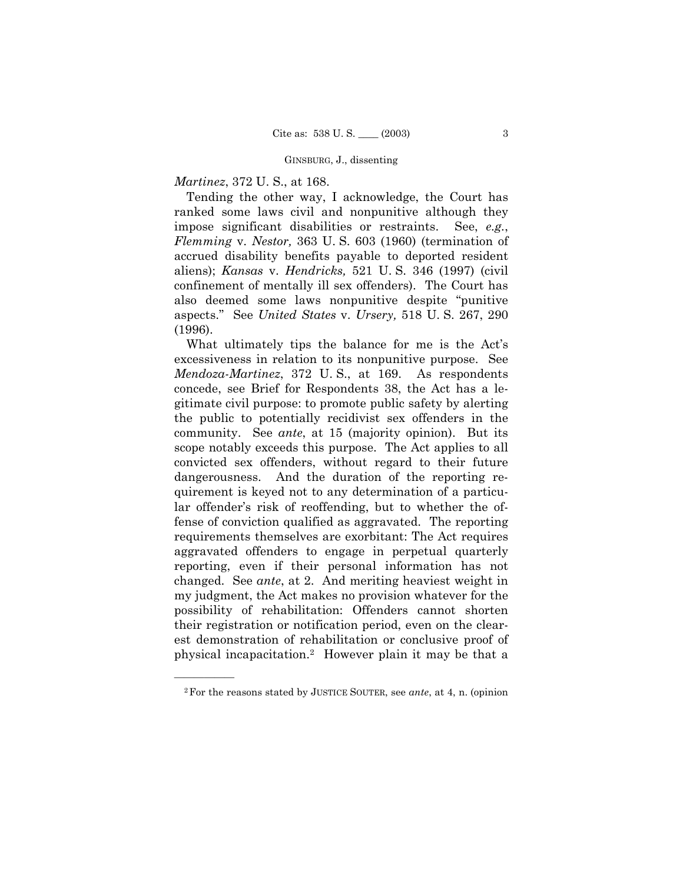*Martinez*, 372 U. S., at 168.

Tending the other way, I acknowledge, the Court has ranked some laws civil and nonpunitive although they impose significant disabilities or restraints. See, *e.g.*, *Flemming* v. *Nestor,* 363 U. S. 603 (1960) (termination of accrued disability benefits payable to deported resident aliens); *Kansas* v. *Hendricks,* 521 U. S. 346 (1997) (civil confinement of mentally ill sex offenders). The Court has also deemed some laws nonpunitive despite "punitive aspects." See *United States* v. *Ursery,* 518 U. S. 267, 290 (1996).

What ultimately tips the balance for me is the Act's excessiveness in relation to its nonpunitive purpose. See *Mendoza-Martinez*, 372 U. S., at 169. As respondents concede, see Brief for Respondents 38, the Act has a legitimate civil purpose: to promote public safety by alerting the public to potentially recidivist sex offenders in the community. See *ante*, at 15 (majority opinion). But its scope notably exceeds this purpose. The Act applies to all convicted sex offenders, without regard to their future dangerousness. And the duration of the reporting requirement is keyed not to any determination of a particular offender's risk of reoffending, but to whether the offense of conviction qualified as aggravated. The reporting requirements themselves are exorbitant: The Act requires aggravated offenders to engage in perpetual quarterly reporting, even if their personal information has not changed. See *ante*, at 2. And meriting heaviest weight in my judgment, the Act makes no provision whatever for the possibility of rehabilitation: Offenders cannot shorten their registration or notification period, even on the clearest demonstration of rehabilitation or conclusive proof of physical incapacitation.[2] However plain it may be that a

---

[2] For the reasons stated by JUSTICE SOUTER, see *ante*, at 4, n. (opinion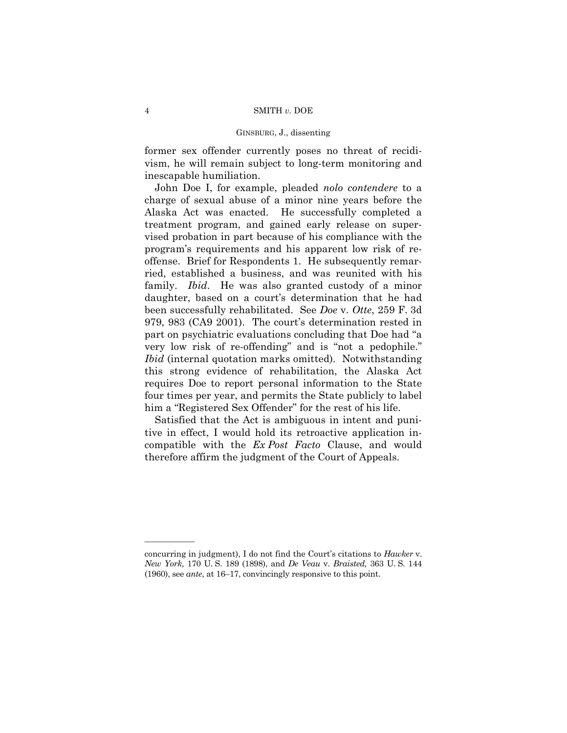former sex offender currently poses no threat of recidivism, he will remain subject to long-term monitoring and inescapable humiliation.

John Doe I, for example, pleaded *nolo contendere* to a charge of sexual abuse of a minor nine years before the Alaska Act was enacted. He successfully completed a treatment program, and gained early release on supervised probation in part because of his compliance with the program's requirements and his apparent low risk of reoffense. Brief for Respondents 1. He subsequently remarried, established a business, and was reunited with his family. *Ibid*. He was also granted custody of a minor daughter, based on a court's determination that he had been successfully rehabilitated. See *Doe* v. *Otte*, 259 F. 3d 979, 983 (CA9 2001). The court's determination rested in part on psychiatric evaluations concluding that Doe had "a very low risk of re-offending" and is "not a pedophile." *Ibid* (internal quotation marks omitted). Notwithstanding this strong evidence of rehabilitation, the Alaska Act requires Doe to report personal information to the State four times per year, and permits the State publicly to label him a "Registered Sex Offender" for the rest of his life.

Satisfied that the Act is ambiguous in intent and punitive in effect, I would hold its retroactive application incompatible with the *Ex Post Facto* Clause, and would therefore affirm the judgment of the Court of Appeals.

---

concurring in judgment), I do not find the Court's citations to *Hawker* v. *New York,* 170 U. S. 189 (1898), and *De Veau* v. *Braisted,* 363 U. S. 144 (1960), see *ante*, at 16–17, convincingly responsive to this point.